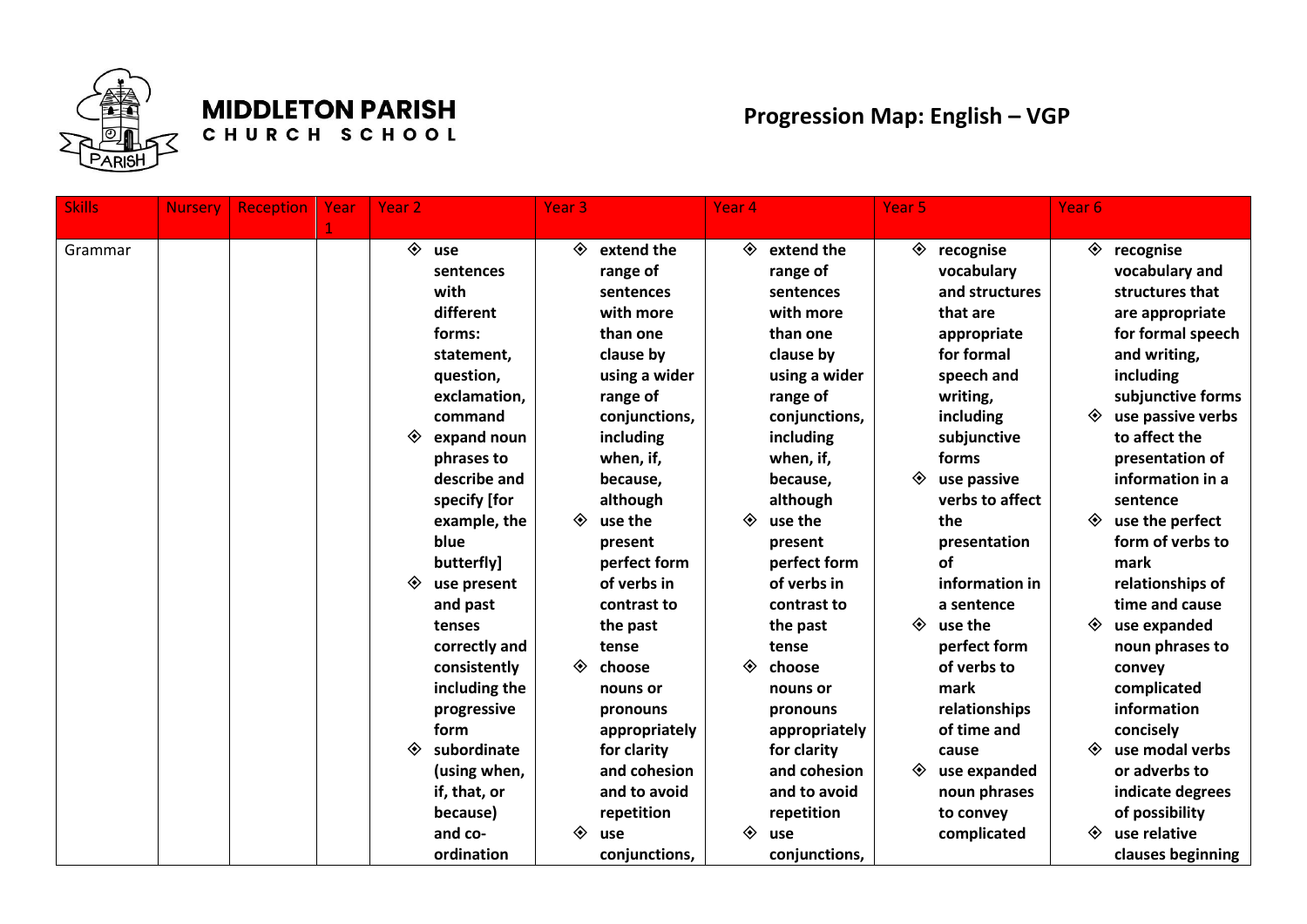# MIDDLETON PARISH CHURCH SCHOOL

## Progression Map: English – VGP

| Skills | Nursery | Reception | Year 1 | Year 2 | Year 3 | Year 4 | Year 5 | Year 6 |
|---|---|---|---|---|---|---|---|---|
| Grammar | | | | ◈ use sentences with different forms: statement, question, exclamation, command<br>◈ expand noun phrases to describe and specify [for example, the blue butterfly]<br>◈ use present and past tenses correctly and consistently including the progressive form<br>◈ subordinate (using when, if, that, or because) and co-ordination | ◈ extend the range of sentences with more than one clause by using a wider range of conjunctions, including when, if, because, although<br>◈ use the present perfect form of verbs in contrast to the past tense<br>◈ choose nouns or pronouns appropriately for clarity and cohesion and to avoid repetition<br>◈ use conjunctions, | ◈ extend the range of sentences with more than one clause by using a wider range of conjunctions, including when, if, because, although<br>◈ use the present perfect form of verbs in contrast to the past tense<br>◈ choose nouns or pronouns appropriately for clarity and cohesion and to avoid repetition<br>◈ use conjunctions, | ◈ recognise vocabulary and structures that are appropriate for formal speech and writing, including subjunctive forms<br>◈ use passive verbs to affect the presentation of information in a sentence<br>◈ use the perfect form of verbs to mark relationships of time and cause<br>◈ use expanded noun phrases to convey complicated | ◈ recognise vocabulary and structures that are appropriate for formal speech and writing, including subjunctive forms<br>◈ use passive verbs to affect the presentation of information in a sentence<br>◈ use the perfect form of verbs to mark relationships of time and cause<br>◈ use expanded noun phrases to convey complicated information concisely<br>◈ use modal verbs or adverbs to indicate degrees of possibility<br>◈ use relative clauses beginning |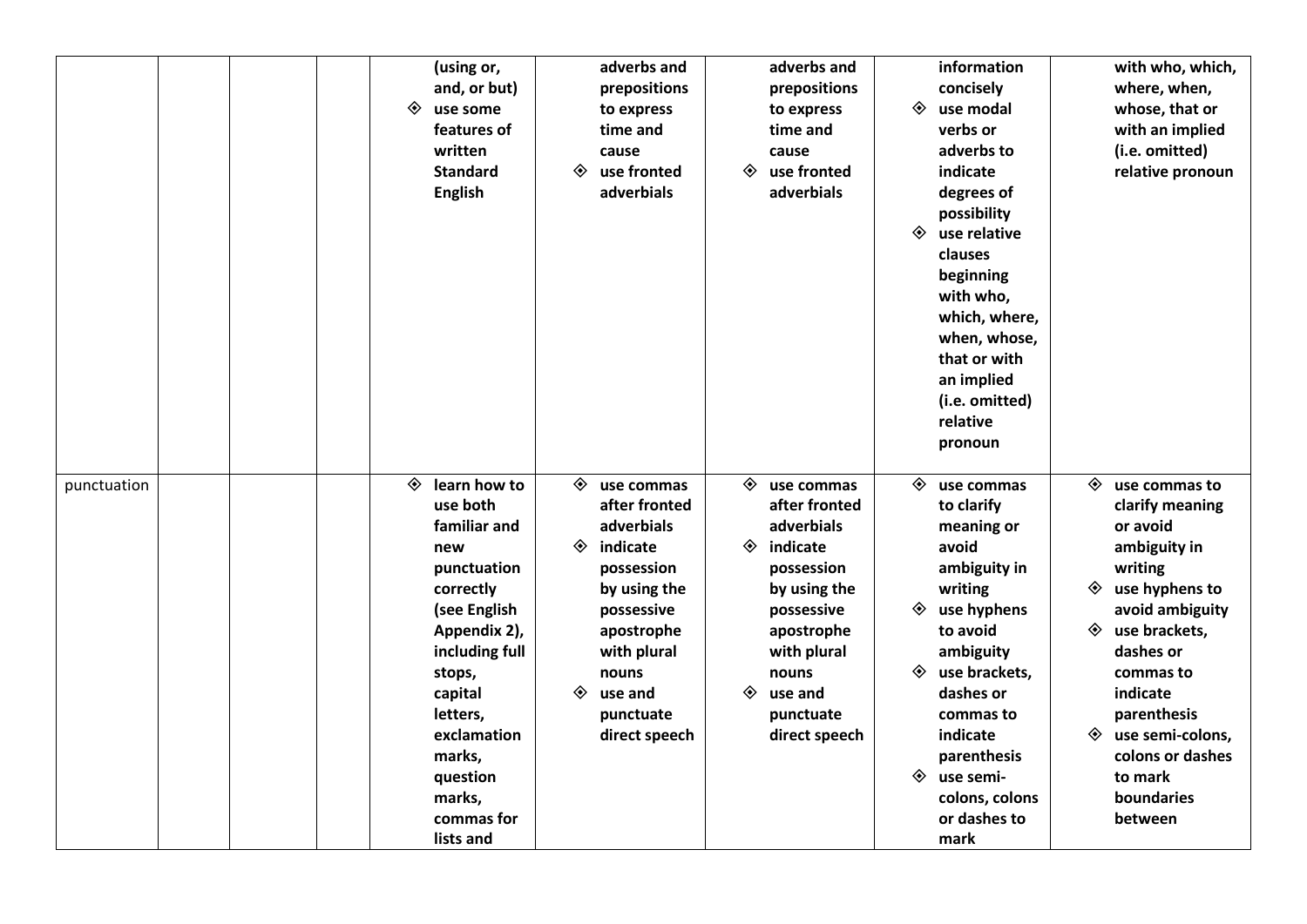|  |  |  |  |  |  |  |  |  |
|---|---|---|---|---|---|---|---|---|
|  |  |  |  | **(using or, and, or but)**<br>◈ **use some features of written Standard English** | **adverbs and prepositions to express time and cause**<br>◈ **use fronted adverbials** | **adverbs and prepositions to express time and cause**<br>◈ **use fronted adverbials** | **information concisely**<br>◈ **use modal verbs or adverbs to indicate degrees of possibility**<br>◈ **use relative clauses beginning with who, which, where, when, whose, that or with an implied (i.e. omitted) relative pronoun** | **with who, which, where, when, whose, that or with an implied (i.e. omitted) relative pronoun** |
| punctuation |  |  |  | ◈ **learn how to use both familiar and new punctuation correctly (see English Appendix 2), including full stops, capital letters, exclamation marks, question marks, commas for lists and** | ◈ **use commas after fronted adverbials**<br>◈ **indicate possession by using the possessive apostrophe with plural nouns**<br>◈ **use and punctuate direct speech** | ◈ **use commas after fronted adverbials**<br>◈ **indicate possession by using the possessive apostrophe with plural nouns**<br>◈ **use and punctuate direct speech** | ◈ **use commas to clarify meaning or avoid ambiguity in writing**<br>◈ **use hyphens to avoid ambiguity**<br>◈ **use brackets, dashes or commas to indicate parenthesis**<br>◈ **use semi-colons, colons or dashes to mark** | ◈ **use commas to clarify meaning or avoid ambiguity in writing**<br>◈ **use hyphens to avoid ambiguity**<br>◈ **use brackets, dashes or commas to indicate parenthesis**<br>◈ **use semi-colons, colons or dashes to mark boundaries between** |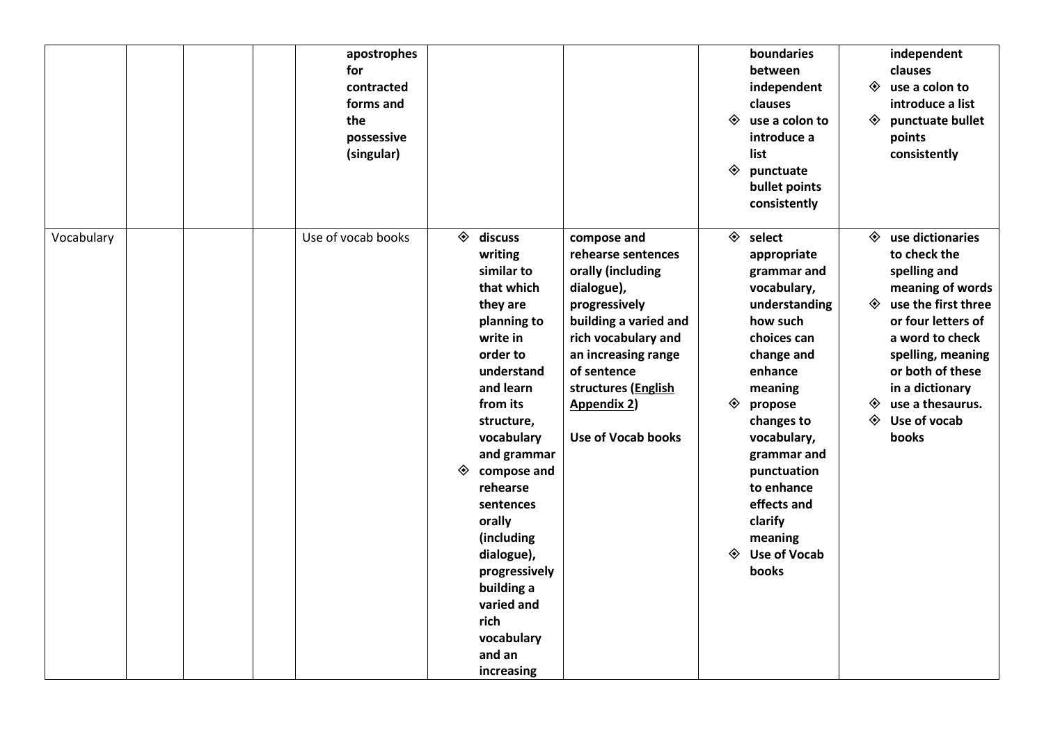| | | | | | | | | |
|---|---|---|---|---|---|---|---|---|
| | | | | **apostrophes for contracted forms and the possessive (singular)** | | | **boundaries between independent clauses**<br>◈ **use a colon to introduce a list**<br>◈ **punctuate bullet points consistently** | **independent clauses**<br>◈ **use a colon to introduce a list**<br>◈ **punctuate bullet points consistently** |
| Vocabulary | | | | Use of vocab books | ◈ **discuss writing similar to that which they are planning to write in order to understand and learn from its structure, vocabulary and grammar**<br>◈ **compose and rehearse sentences orally (including dialogue), progressively building a varied and rich vocabulary and an increasing** | **compose and rehearse sentences orally (including dialogue), progressively building a varied and rich vocabulary and an increasing range of sentence structures (English Appendix 2)**<br><br>**Use of Vocab books** | ◈ **select appropriate grammar and vocabulary, understanding how such choices can change and enhance meaning**<br>◈ **propose changes to vocabulary, grammar and punctuation to enhance effects and clarify meaning**<br>◈ **Use of Vocab books** | ◈ **use dictionaries to check the spelling and meaning of words**<br>◈ **use the first three or four letters of a word to check spelling, meaning or both of these in a dictionary**<br>◈ **use a thesaurus.**<br>◈ **Use of vocab books** |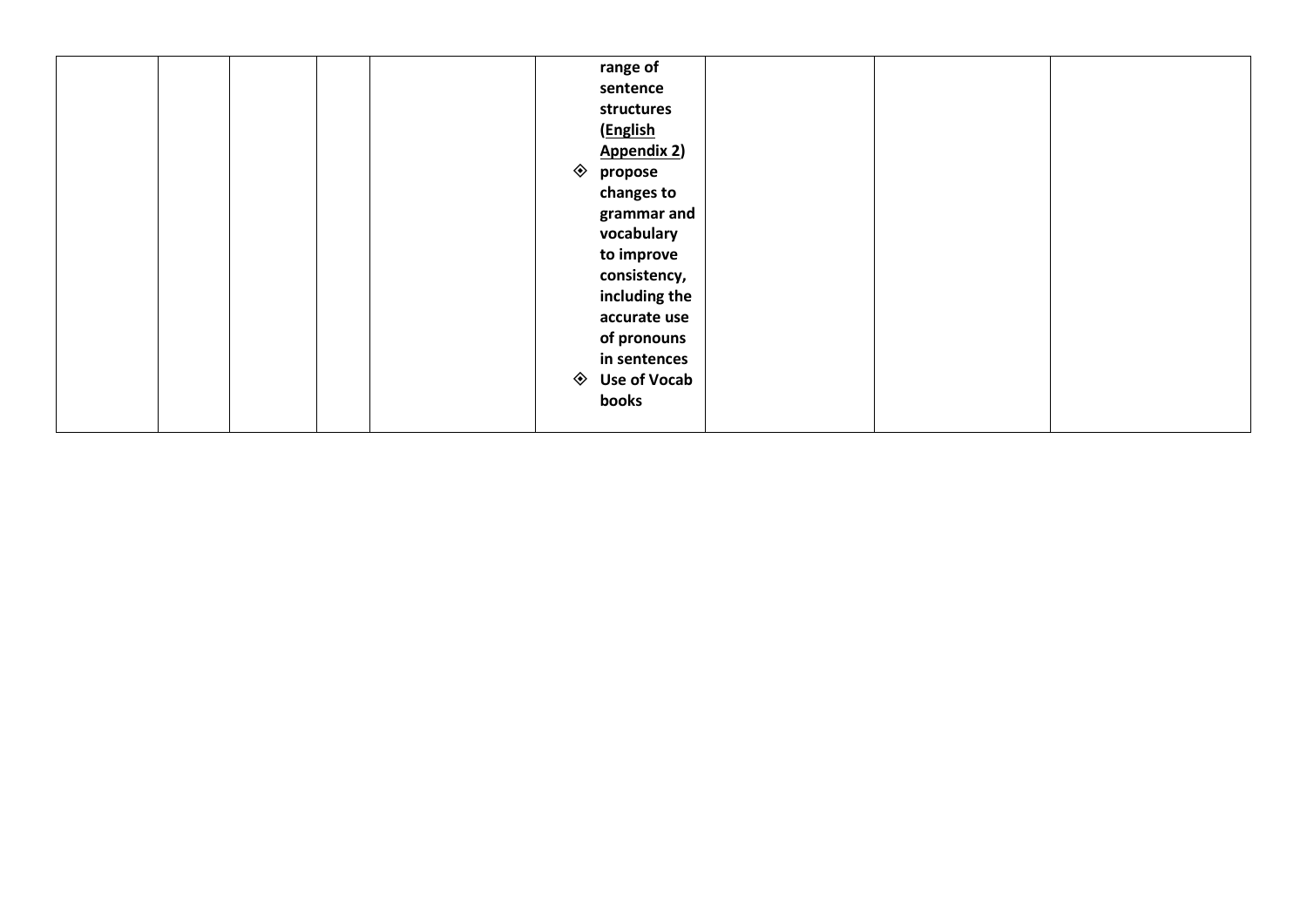| | | | | | | | | |
|---|---|---|---|---|---|---|---|---|
| | | | | | **range of sentence structures (<u>English Appendix 2</u>)**<br>◈ **propose changes to grammar and vocabulary to improve consistency, including the accurate use of pronouns in sentences**<br>◈ **Use of Vocab books** | | | |